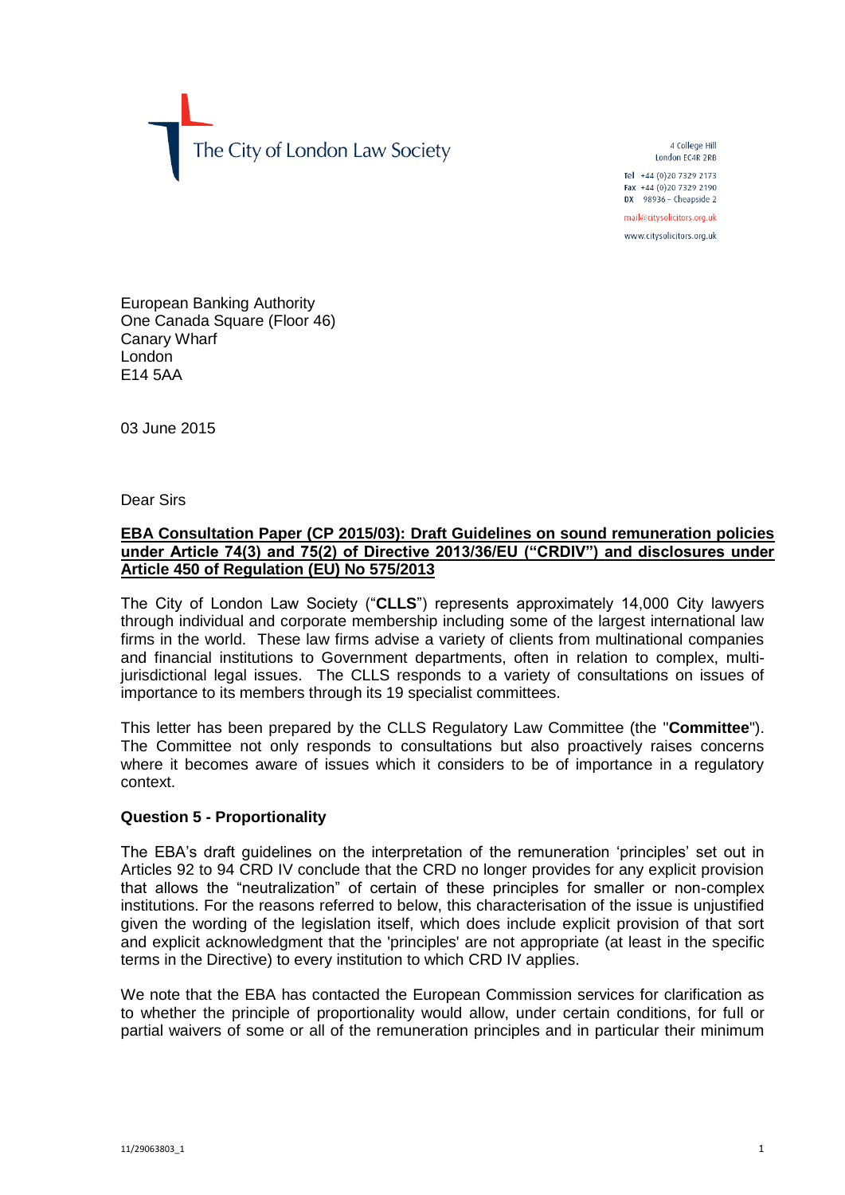The City of London Law Society

4 College Hill
London EC4R 2RB

Tel +44 (0)20 7329 2173
Fax +44 (0)20 7329 2190
DX 98936 – Cheapside 2

mail@citysolicitors.org.uk

www.citysolicitors.org.uk

European Banking Authority
One Canada Square (Floor 46)
Canary Wharf
London
E14 5AA

03 June 2015

Dear Sirs

**EBA Consultation Paper (CP 2015/03): Draft Guidelines on sound remuneration policies under Article 74(3) and 75(2) of Directive 2013/36/EU ("CRDIV") and disclosures under Article 450 of Regulation (EU) No 575/2013**

The City of London Law Society ("**CLLS**") represents approximately 14,000 City lawyers through individual and corporate membership including some of the largest international law firms in the world. These law firms advise a variety of clients from multinational companies and financial institutions to Government departments, often in relation to complex, multi-jurisdictional legal issues. The CLLS responds to a variety of consultations on issues of importance to its members through its 19 specialist committees.

This letter has been prepared by the CLLS Regulatory Law Committee (the "**Committee**"). The Committee not only responds to consultations but also proactively raises concerns where it becomes aware of issues which it considers to be of importance in a regulatory context.

**Question 5 - Proportionality**

The EBA's draft guidelines on the interpretation of the remuneration 'principles' set out in Articles 92 to 94 CRD IV conclude that the CRD no longer provides for any explicit provision that allows the "neutralization" of certain of these principles for smaller or non-complex institutions. For the reasons referred to below, this characterisation of the issue is unjustified given the wording of the legislation itself, which does include explicit provision of that sort and explicit acknowledgment that the 'principles' are not appropriate (at least in the specific terms in the Directive) to every institution to which CRD IV applies.

We note that the EBA has contacted the European Commission services for clarification as to whether the principle of proportionality would allow, under certain conditions, for full or partial waivers of some or all of the remuneration principles and in particular their minimum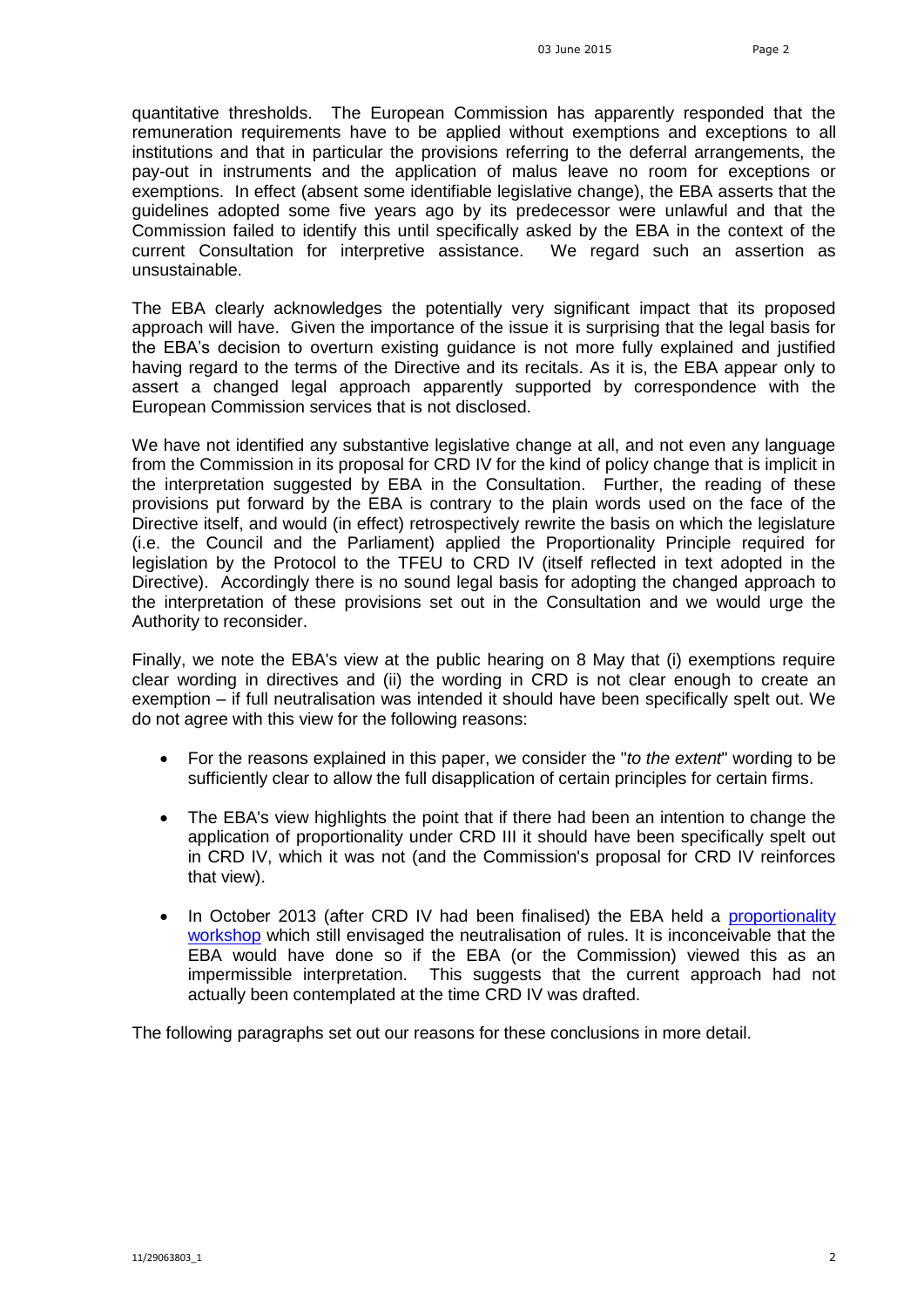quantitative thresholds. The European Commission has apparently responded that the remuneration requirements have to be applied without exemptions and exceptions to all institutions and that in particular the provisions referring to the deferral arrangements, the pay-out in instruments and the application of malus leave no room for exceptions or exemptions. In effect (absent some identifiable legislative change), the EBA asserts that the guidelines adopted some five years ago by its predecessor were unlawful and that the Commission failed to identify this until specifically asked by the EBA in the context of the current Consultation for interpretive assistance. We regard such an assertion as unsustainable.

The EBA clearly acknowledges the potentially very significant impact that its proposed approach will have. Given the importance of the issue it is surprising that the legal basis for the EBA's decision to overturn existing guidance is not more fully explained and justified having regard to the terms of the Directive and its recitals. As it is, the EBA appear only to assert a changed legal approach apparently supported by correspondence with the European Commission services that is not disclosed.

We have not identified any substantive legislative change at all, and not even any language from the Commission in its proposal for CRD IV for the kind of policy change that is implicit in the interpretation suggested by EBA in the Consultation. Further, the reading of these provisions put forward by the EBA is contrary to the plain words used on the face of the Directive itself, and would (in effect) retrospectively rewrite the basis on which the legislature (i.e. the Council and the Parliament) applied the Proportionality Principle required for legislation by the Protocol to the TFEU to CRD IV (itself reflected in text adopted in the Directive). Accordingly there is no sound legal basis for adopting the changed approach to the interpretation of these provisions set out in the Consultation and we would urge the Authority to reconsider.

Finally, we note the EBA's view at the public hearing on 8 May that (i) exemptions require clear wording in directives and (ii) the wording in CRD is not clear enough to create an exemption – if full neutralisation was intended it should have been specifically spelt out. We do not agree with this view for the following reasons:

- For the reasons explained in this paper, we consider the "*to the extent*" wording to be sufficiently clear to allow the full disapplication of certain principles for certain firms.
- The EBA's view highlights the point that if there had been an intention to change the application of proportionality under CRD III it should have been specifically spelt out in CRD IV, which it was not (and the Commission's proposal for CRD IV reinforces that view).
- In October 2013 (after CRD IV had been finalised) the EBA held a proportionality workshop which still envisaged the neutralisation of rules. It is inconceivable that the EBA would have done so if the EBA (or the Commission) viewed this as an impermissible interpretation. This suggests that the current approach had not actually been contemplated at the time CRD IV was drafted.

The following paragraphs set out our reasons for these conclusions in more detail.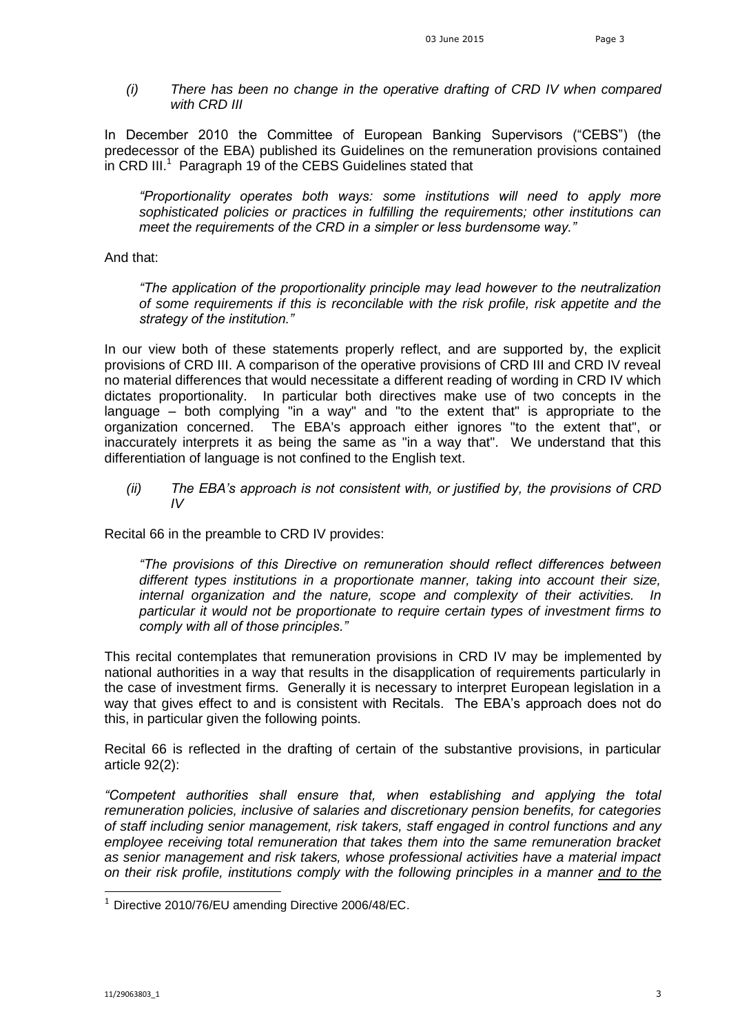*(i) There has been no change in the operative drafting of CRD IV when compared with CRD III*

In December 2010 the Committee of European Banking Supervisors ("CEBS") (the predecessor of the EBA) published its Guidelines on the remuneration provisions contained in CRD III.[1] Paragraph 19 of the CEBS Guidelines stated that

> *"Proportionality operates both ways: some institutions will need to apply more sophisticated policies or practices in fulfilling the requirements; other institutions can meet the requirements of the CRD in a simpler or less burdensome way."*

And that:

> *"The application of the proportionality principle may lead however to the neutralization of some requirements if this is reconcilable with the risk profile, risk appetite and the strategy of the institution."*

In our view both of these statements properly reflect, and are supported by, the explicit provisions of CRD III. A comparison of the operative provisions of CRD III and CRD IV reveal no material differences that would necessitate a different reading of wording in CRD IV which dictates proportionality. In particular both directives make use of two concepts in the language – both complying "in a way" and "to the extent that" is appropriate to the organization concerned. The EBA's approach either ignores "to the extent that", or inaccurately interprets it as being the same as "in a way that". We understand that this differentiation of language is not confined to the English text.

*(ii) The EBA's approach is not consistent with, or justified by, the provisions of CRD IV*

Recital 66 in the preamble to CRD IV provides:

> *"The provisions of this Directive on remuneration should reflect differences between different types institutions in a proportionate manner, taking into account their size, internal organization and the nature, scope and complexity of their activities. In particular it would not be proportionate to require certain types of investment firms to comply with all of those principles."*

This recital contemplates that remuneration provisions in CRD IV may be implemented by national authorities in a way that results in the disapplication of requirements particularly in the case of investment firms. Generally it is necessary to interpret European legislation in a way that gives effect to and is consistent with Recitals. The EBA's approach does not do this, in particular given the following points.

Recital 66 is reflected in the drafting of certain of the substantive provisions, in particular article 92(2):

*"Competent authorities shall ensure that, when establishing and applying the total remuneration policies, inclusive of salaries and discretionary pension benefits, for categories of staff including senior management, risk takers, staff engaged in control functions and any employee receiving total remuneration that takes them into the same remuneration bracket as senior management and risk takers, whose professional activities have a material impact on their risk profile, institutions comply with the following principles in a manner <u>and to the</u>*

---

[1] Directive 2010/76/EU amending Directive 2006/48/EC.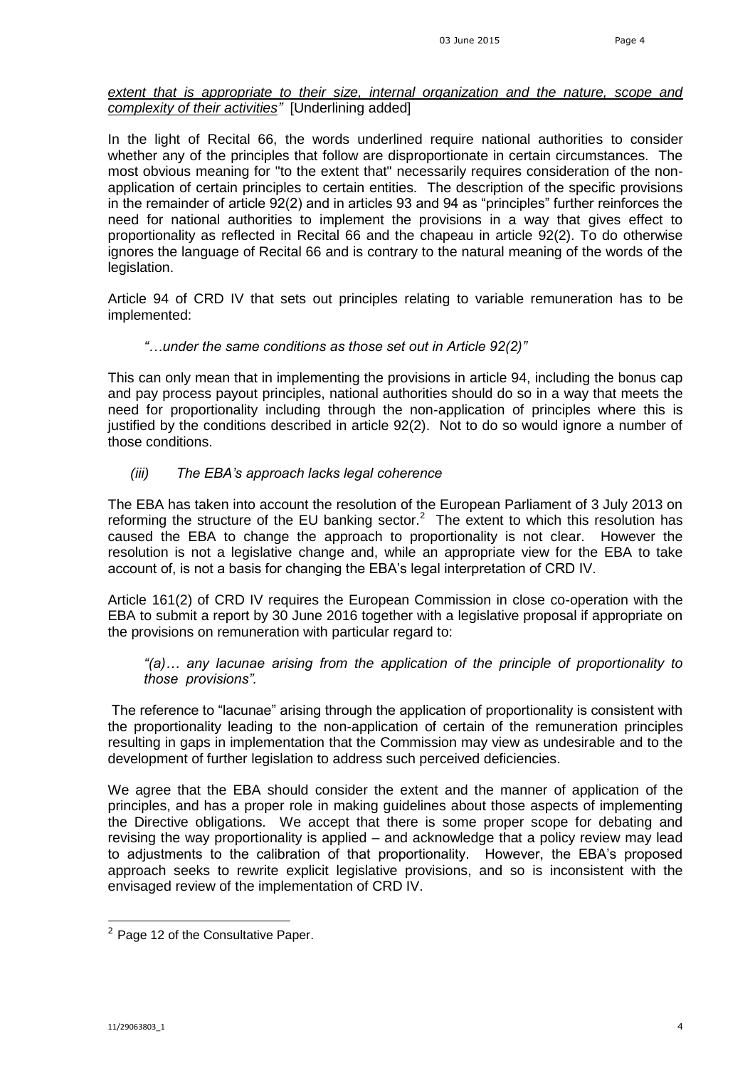*extent that is appropriate to their size, internal organization and the nature, scope and complexity of their activities"* [Underlining added]

In the light of Recital 66, the words underlined require national authorities to consider whether any of the principles that follow are disproportionate in certain circumstances. The most obvious meaning for "to the extent that" necessarily requires consideration of the non-application of certain principles to certain entities. The description of the specific provisions in the remainder of article 92(2) and in articles 93 and 94 as "principles" further reinforces the need for national authorities to implement the provisions in a way that gives effect to proportionality as reflected in Recital 66 and the chapeau in article 92(2). To do otherwise ignores the language of Recital 66 and is contrary to the natural meaning of the words of the legislation.

Article 94 of CRD IV that sets out principles relating to variable remuneration has to be implemented:

> *"…under the same conditions as those set out in Article 92(2)"*

This can only mean that in implementing the provisions in article 94, including the bonus cap and pay process payout principles, national authorities should do so in a way that meets the need for proportionality including through the non-application of principles where this is justified by the conditions described in article 92(2). Not to do so would ignore a number of those conditions.

*(iii) The EBA's approach lacks legal coherence*

The EBA has taken into account the resolution of the European Parliament of 3 July 2013 on reforming the structure of the EU banking sector.[2] The extent to which this resolution has caused the EBA to change the approach to proportionality is not clear. However the resolution is not a legislative change and, while an appropriate view for the EBA to take account of, is not a basis for changing the EBA's legal interpretation of CRD IV.

Article 161(2) of CRD IV requires the European Commission in close co-operation with the EBA to submit a report by 30 June 2016 together with a legislative proposal if appropriate on the provisions on remuneration with particular regard to:

> *"(a)… any lacunae arising from the application of the principle of proportionality to those provisions".*

The reference to "lacunae" arising through the application of proportionality is consistent with the proportionality leading to the non-application of certain of the remuneration principles resulting in gaps in implementation that the Commission may view as undesirable and to the development of further legislation to address such perceived deficiencies.

We agree that the EBA should consider the extent and the manner of application of the principles, and has a proper role in making guidelines about those aspects of implementing the Directive obligations. We accept that there is some proper scope for debating and revising the way proportionality is applied – and acknowledge that a policy review may lead to adjustments to the calibration of that proportionality. However, the EBA's proposed approach seeks to rewrite explicit legislative provisions, and so is inconsistent with the envisaged review of the implementation of CRD IV.

---

[2] Page 12 of the Consultative Paper.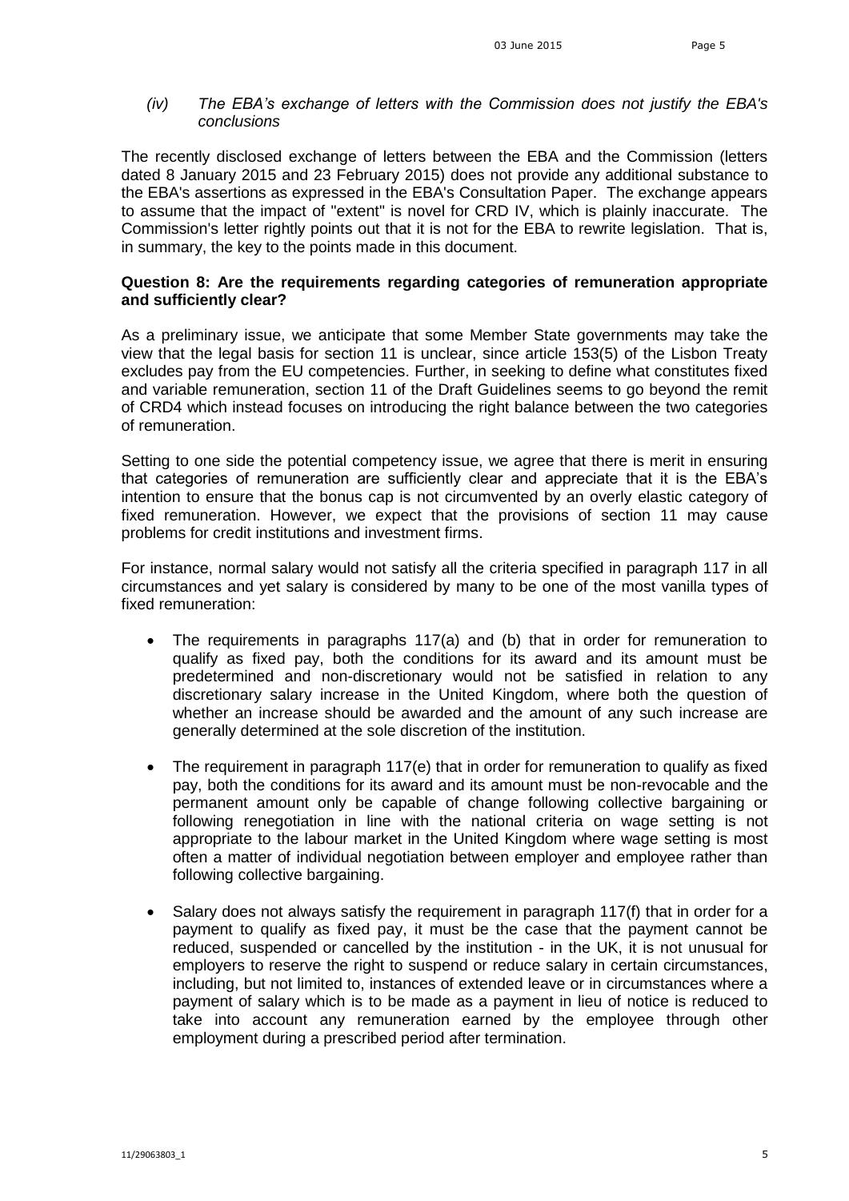*(iv) The EBA's exchange of letters with the Commission does not justify the EBA's conclusions*

The recently disclosed exchange of letters between the EBA and the Commission (letters dated 8 January 2015 and 23 February 2015) does not provide any additional substance to the EBA's assertions as expressed in the EBA's Consultation Paper. The exchange appears to assume that the impact of "extent" is novel for CRD IV, which is plainly inaccurate. The Commission's letter rightly points out that it is not for the EBA to rewrite legislation. That is, in summary, the key to the points made in this document.

**Question 8: Are the requirements regarding categories of remuneration appropriate and sufficiently clear?**

As a preliminary issue, we anticipate that some Member State governments may take the view that the legal basis for section 11 is unclear, since article 153(5) of the Lisbon Treaty excludes pay from the EU competencies. Further, in seeking to define what constitutes fixed and variable remuneration, section 11 of the Draft Guidelines seems to go beyond the remit of CRD4 which instead focuses on introducing the right balance between the two categories of remuneration.

Setting to one side the potential competency issue, we agree that there is merit in ensuring that categories of remuneration are sufficiently clear and appreciate that it is the EBA's intention to ensure that the bonus cap is not circumvented by an overly elastic category of fixed remuneration. However, we expect that the provisions of section 11 may cause problems for credit institutions and investment firms.

For instance, normal salary would not satisfy all the criteria specified in paragraph 117 in all circumstances and yet salary is considered by many to be one of the most vanilla types of fixed remuneration:

- The requirements in paragraphs 117(a) and (b) that in order for remuneration to qualify as fixed pay, both the conditions for its award and its amount must be predetermined and non-discretionary would not be satisfied in relation to any discretionary salary increase in the United Kingdom, where both the question of whether an increase should be awarded and the amount of any such increase are generally determined at the sole discretion of the institution.
- The requirement in paragraph 117(e) that in order for remuneration to qualify as fixed pay, both the conditions for its award and its amount must be non-revocable and the permanent amount only be capable of change following collective bargaining or following renegotiation in line with the national criteria on wage setting is not appropriate to the labour market in the United Kingdom where wage setting is most often a matter of individual negotiation between employer and employee rather than following collective bargaining.
- Salary does not always satisfy the requirement in paragraph 117(f) that in order for a payment to qualify as fixed pay, it must be the case that the payment cannot be reduced, suspended or cancelled by the institution - in the UK, it is not unusual for employers to reserve the right to suspend or reduce salary in certain circumstances, including, but not limited to, instances of extended leave or in circumstances where a payment of salary which is to be made as a payment in lieu of notice is reduced to take into account any remuneration earned by the employee through other employment during a prescribed period after termination.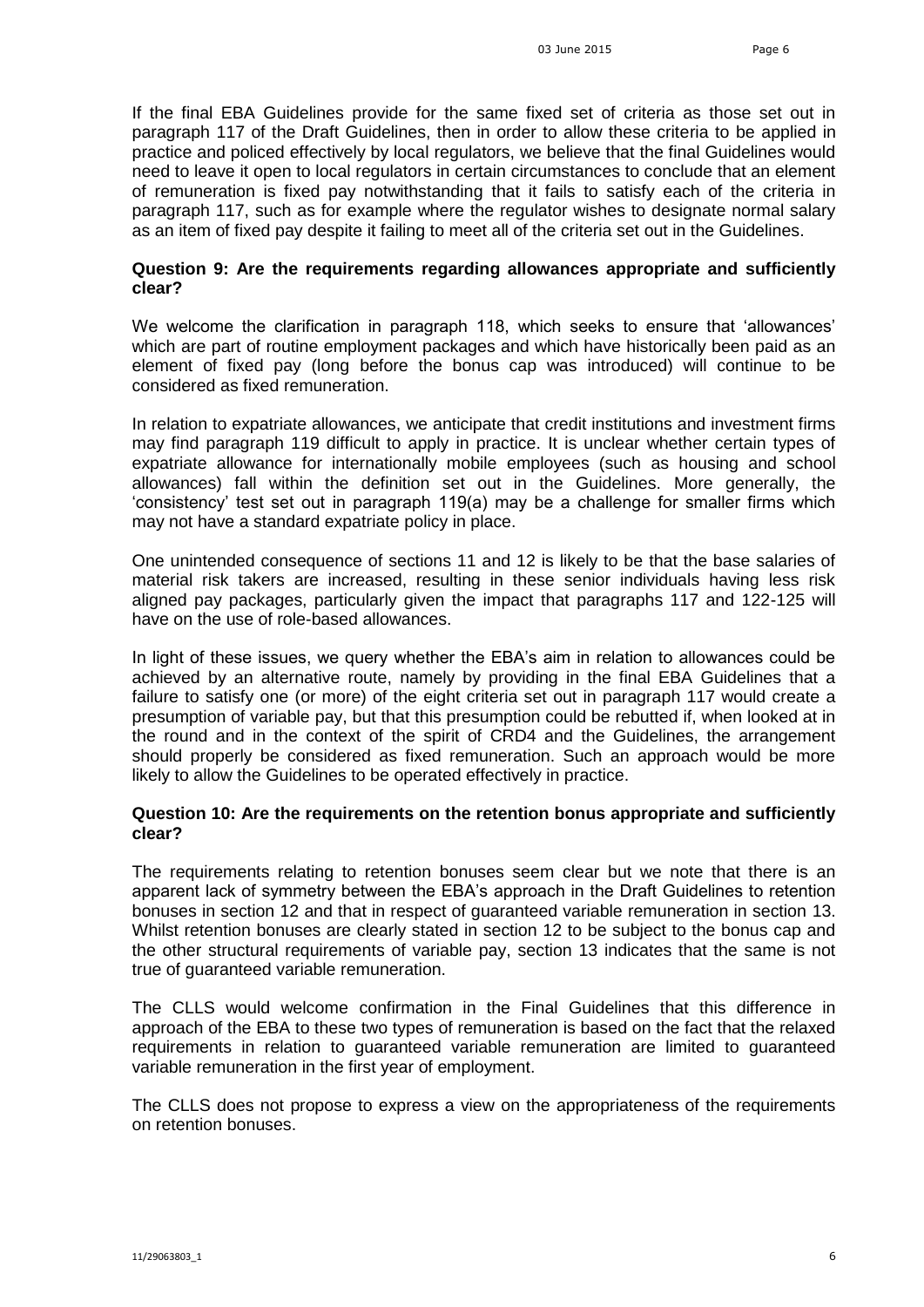If the final EBA Guidelines provide for the same fixed set of criteria as those set out in paragraph 117 of the Draft Guidelines, then in order to allow these criteria to be applied in practice and policed effectively by local regulators, we believe that the final Guidelines would need to leave it open to local regulators in certain circumstances to conclude that an element of remuneration is fixed pay notwithstanding that it fails to satisfy each of the criteria in paragraph 117, such as for example where the regulator wishes to designate normal salary as an item of fixed pay despite it failing to meet all of the criteria set out in the Guidelines.

**Question 9: Are the requirements regarding allowances appropriate and sufficiently clear?**

We welcome the clarification in paragraph 118, which seeks to ensure that 'allowances' which are part of routine employment packages and which have historically been paid as an element of fixed pay (long before the bonus cap was introduced) will continue to be considered as fixed remuneration.

In relation to expatriate allowances, we anticipate that credit institutions and investment firms may find paragraph 119 difficult to apply in practice. It is unclear whether certain types of expatriate allowance for internationally mobile employees (such as housing and school allowances) fall within the definition set out in the Guidelines. More generally, the 'consistency' test set out in paragraph 119(a) may be a challenge for smaller firms which may not have a standard expatriate policy in place.

One unintended consequence of sections 11 and 12 is likely to be that the base salaries of material risk takers are increased, resulting in these senior individuals having less risk aligned pay packages, particularly given the impact that paragraphs 117 and 122-125 will have on the use of role-based allowances.

In light of these issues, we query whether the EBA's aim in relation to allowances could be achieved by an alternative route, namely by providing in the final EBA Guidelines that a failure to satisfy one (or more) of the eight criteria set out in paragraph 117 would create a presumption of variable pay, but that this presumption could be rebutted if, when looked at in the round and in the context of the spirit of CRD4 and the Guidelines, the arrangement should properly be considered as fixed remuneration. Such an approach would be more likely to allow the Guidelines to be operated effectively in practice.

**Question 10: Are the requirements on the retention bonus appropriate and sufficiently clear?**

The requirements relating to retention bonuses seem clear but we note that there is an apparent lack of symmetry between the EBA's approach in the Draft Guidelines to retention bonuses in section 12 and that in respect of guaranteed variable remuneration in section 13. Whilst retention bonuses are clearly stated in section 12 to be subject to the bonus cap and the other structural requirements of variable pay, section 13 indicates that the same is not true of guaranteed variable remuneration.

The CLLS would welcome confirmation in the Final Guidelines that this difference in approach of the EBA to these two types of remuneration is based on the fact that the relaxed requirements in relation to guaranteed variable remuneration are limited to guaranteed variable remuneration in the first year of employment.

The CLLS does not propose to express a view on the appropriateness of the requirements on retention bonuses.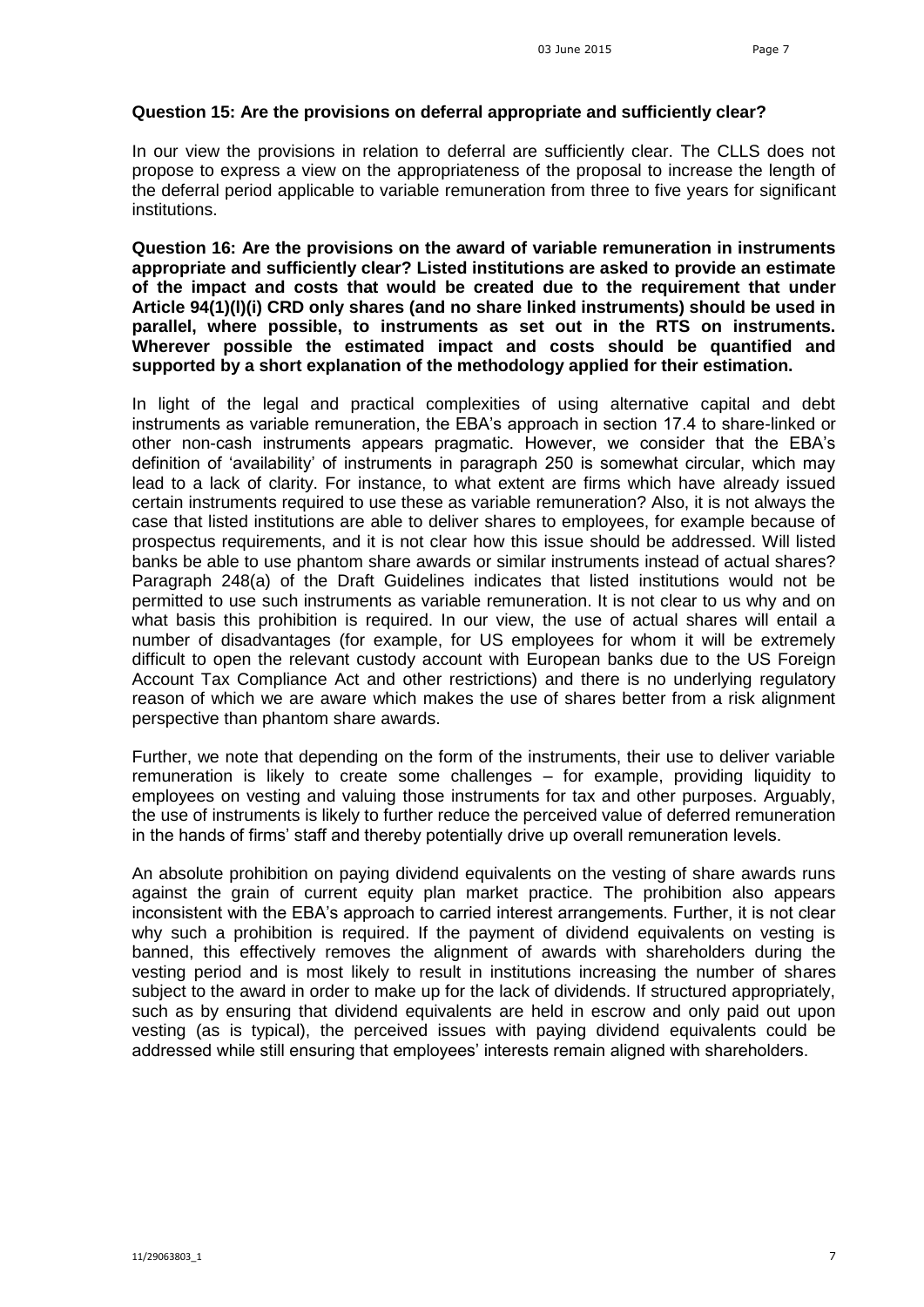**Question 15: Are the provisions on deferral appropriate and sufficiently clear?**

In our view the provisions in relation to deferral are sufficiently clear. The CLLS does not propose to express a view on the appropriateness of the proposal to increase the length of the deferral period applicable to variable remuneration from three to five years for significant institutions.

**Question 16: Are the provisions on the award of variable remuneration in instruments appropriate and sufficiently clear? Listed institutions are asked to provide an estimate of the impact and costs that would be created due to the requirement that under Article 94(1)(l)(i) CRD only shares (and no share linked instruments) should be used in parallel, where possible, to instruments as set out in the RTS on instruments. Wherever possible the estimated impact and costs should be quantified and supported by a short explanation of the methodology applied for their estimation.**

In light of the legal and practical complexities of using alternative capital and debt instruments as variable remuneration, the EBA's approach in section 17.4 to share-linked or other non-cash instruments appears pragmatic. However, we consider that the EBA's definition of 'availability' of instruments in paragraph 250 is somewhat circular, which may lead to a lack of clarity. For instance, to what extent are firms which have already issued certain instruments required to use these as variable remuneration? Also, it is not always the case that listed institutions are able to deliver shares to employees, for example because of prospectus requirements, and it is not clear how this issue should be addressed. Will listed banks be able to use phantom share awards or similar instruments instead of actual shares? Paragraph 248(a) of the Draft Guidelines indicates that listed institutions would not be permitted to use such instruments as variable remuneration. It is not clear to us why and on what basis this prohibition is required. In our view, the use of actual shares will entail a number of disadvantages (for example, for US employees for whom it will be extremely difficult to open the relevant custody account with European banks due to the US Foreign Account Tax Compliance Act and other restrictions) and there is no underlying regulatory reason of which we are aware which makes the use of shares better from a risk alignment perspective than phantom share awards.

Further, we note that depending on the form of the instruments, their use to deliver variable remuneration is likely to create some challenges – for example, providing liquidity to employees on vesting and valuing those instruments for tax and other purposes. Arguably, the use of instruments is likely to further reduce the perceived value of deferred remuneration in the hands of firms' staff and thereby potentially drive up overall remuneration levels.

An absolute prohibition on paying dividend equivalents on the vesting of share awards runs against the grain of current equity plan market practice. The prohibition also appears inconsistent with the EBA's approach to carried interest arrangements. Further, it is not clear why such a prohibition is required. If the payment of dividend equivalents on vesting is banned, this effectively removes the alignment of awards with shareholders during the vesting period and is most likely to result in institutions increasing the number of shares subject to the award in order to make up for the lack of dividends. If structured appropriately, such as by ensuring that dividend equivalents are held in escrow and only paid out upon vesting (as is typical), the perceived issues with paying dividend equivalents could be addressed while still ensuring that employees' interests remain aligned with shareholders.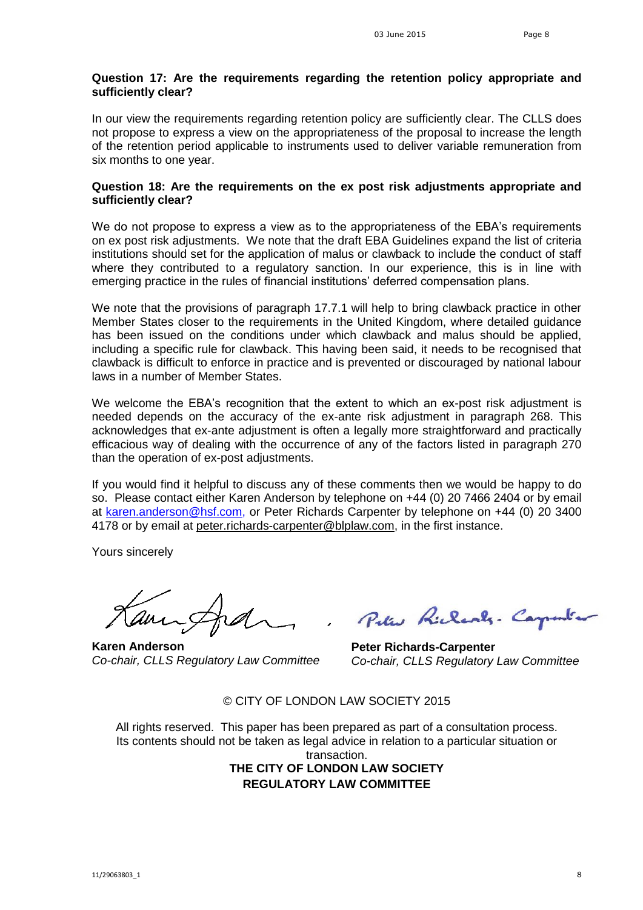**Question 17: Are the requirements regarding the retention policy appropriate and sufficiently clear?**

In our view the requirements regarding retention policy are sufficiently clear. The CLLS does not propose to express a view on the appropriateness of the proposal to increase the length of the retention period applicable to instruments used to deliver variable remuneration from six months to one year.

**Question 18: Are the requirements on the ex post risk adjustments appropriate and sufficiently clear?**

We do not propose to express a view as to the appropriateness of the EBA's requirements on ex post risk adjustments. We note that the draft EBA Guidelines expand the list of criteria institutions should set for the application of malus or clawback to include the conduct of staff where they contributed to a regulatory sanction. In our experience, this is in line with emerging practice in the rules of financial institutions' deferred compensation plans.

We note that the provisions of paragraph 17.7.1 will help to bring clawback practice in other Member States closer to the requirements in the United Kingdom, where detailed guidance has been issued on the conditions under which clawback and malus should be applied, including a specific rule for clawback. This having been said, it needs to be recognised that clawback is difficult to enforce in practice and is prevented or discouraged by national labour laws in a number of Member States.

We welcome the EBA's recognition that the extent to which an ex-post risk adjustment is needed depends on the accuracy of the ex-ante risk adjustment in paragraph 268. This acknowledges that ex-ante adjustment is often a legally more straightforward and practically efficacious way of dealing with the occurrence of any of the factors listed in paragraph 270 than the operation of ex-post adjustments.

If you would find it helpful to discuss any of these comments then we would be happy to do so. Please contact either Karen Anderson by telephone on +44 (0) 20 7466 2404 or by email at karen.anderson@hsf.com, or Peter Richards Carpenter by telephone on +44 (0) 20 3400 4178 or by email at peter.richards-carpenter@blplaw.com, in the first instance.

Yours sincerely

**Karen Anderson**
*Co-chair, CLLS Regulatory Law Committee*

**Peter Richards-Carpenter**
*Co-chair, CLLS Regulatory Law Committee*

© CITY OF LONDON LAW SOCIETY 2015

All rights reserved. This paper has been prepared as part of a consultation process. Its contents should not be taken as legal advice in relation to a particular situation or transaction.

**THE CITY OF LONDON LAW SOCIETY**
**REGULATORY LAW COMMITTEE**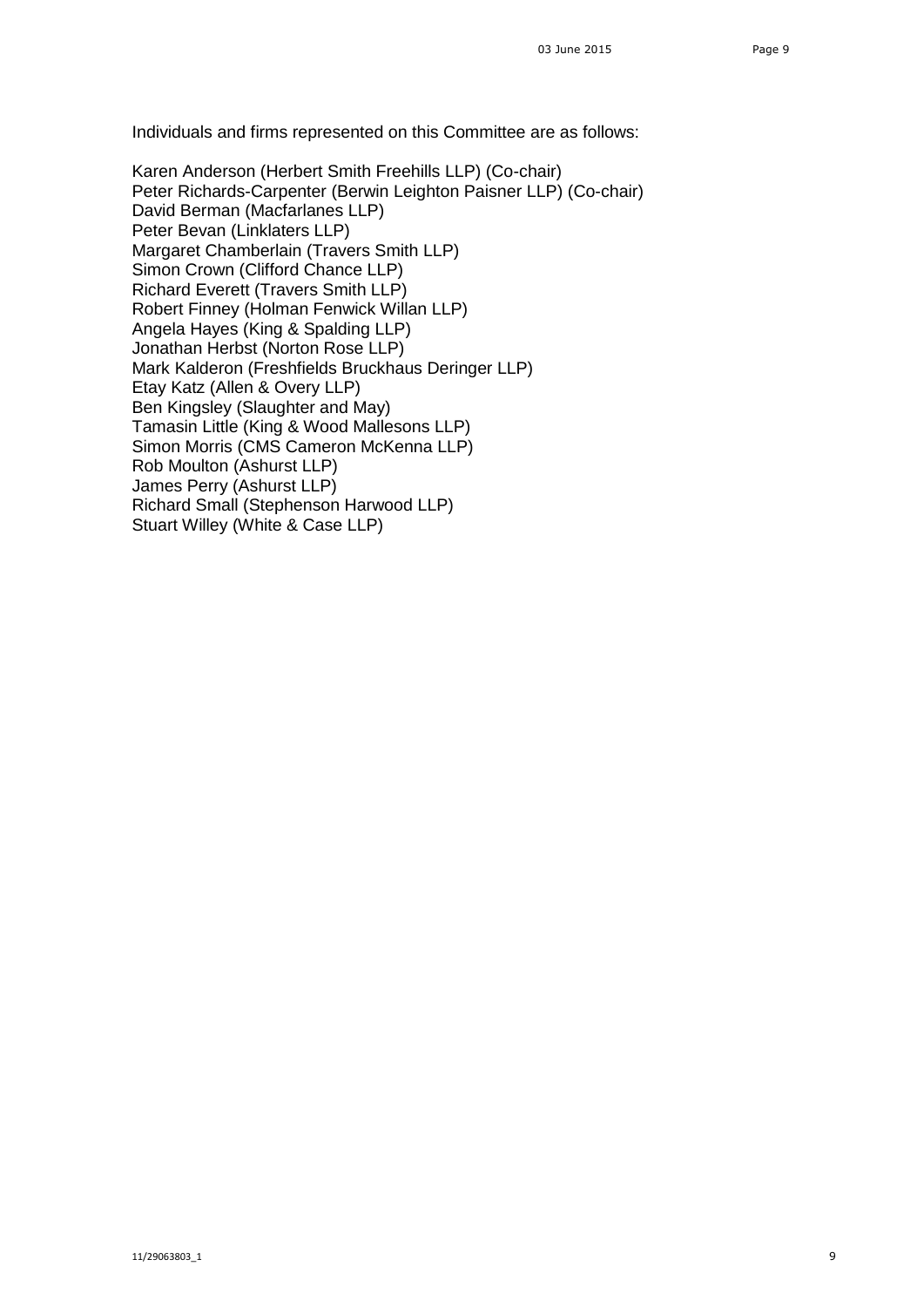Individuals and firms represented on this Committee are as follows:

Karen Anderson (Herbert Smith Freehills LLP) (Co-chair)
Peter Richards-Carpenter (Berwin Leighton Paisner LLP) (Co-chair)
David Berman (Macfarlanes LLP)
Peter Bevan (Linklaters LLP)
Margaret Chamberlain (Travers Smith LLP)
Simon Crown (Clifford Chance LLP)
Richard Everett (Travers Smith LLP)
Robert Finney (Holman Fenwick Willan LLP)
Angela Hayes (King & Spalding LLP)
Jonathan Herbst (Norton Rose LLP)
Mark Kalderon (Freshfields Bruckhaus Deringer LLP)
Etay Katz (Allen & Overy LLP)
Ben Kingsley (Slaughter and May)
Tamasin Little (King & Wood Mallesons LLP)
Simon Morris (CMS Cameron McKenna LLP)
Rob Moulton (Ashurst LLP)
James Perry (Ashurst LLP)
Richard Small (Stephenson Harwood LLP)
Stuart Willey (White & Case LLP)